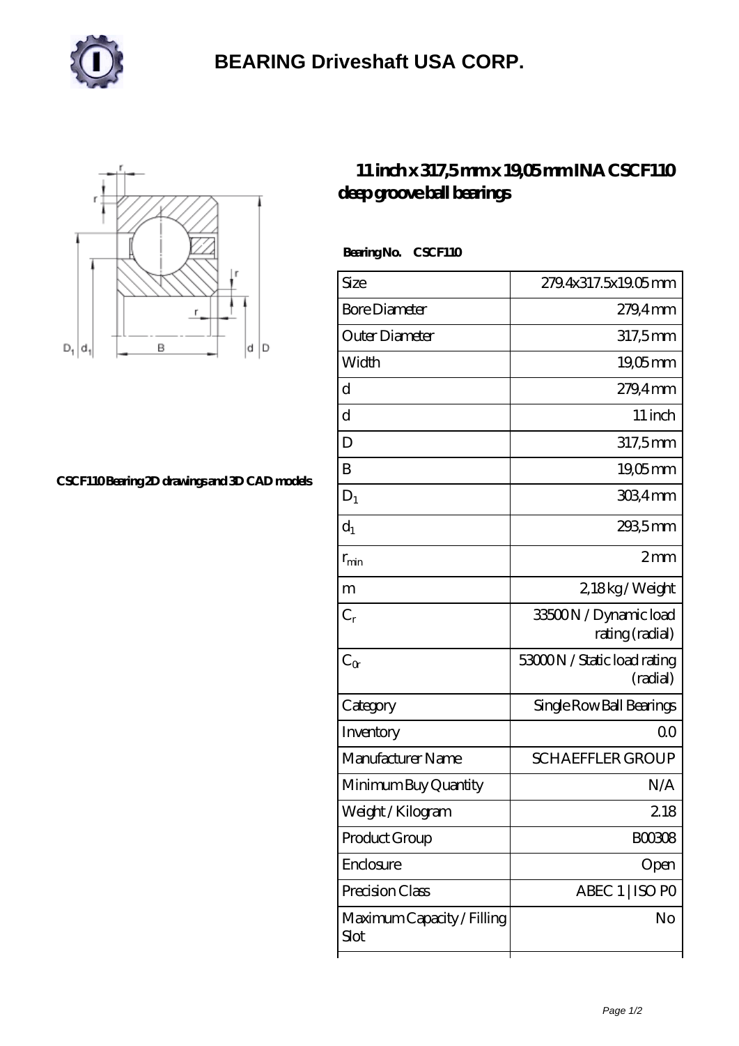# BEARING Driveshaft USA CORP.

CSCF110 Bearing 2D drawings and 3D CAD models

## 11 inch x 317,5 mm x 19,05 mm INA CSCF110 deep groove ball bearings

**Bearing No. CSCF110**

| | |
|---|---|
| Size | 279.4x317.5x19.05 mm |
| Bore Diameter | 279,4 mm |
| Outer Diameter | 317,5 mm |
| Width | 19,05 mm |
| d | 279,4 mm |
| d | 11 inch |
| D | 317,5 mm |
| B | 19,05 mm |
| $D_1$ | 303,4 mm |
| $d_1$ | 293,5 mm |
| $r_{min}$ | 2 mm |
| m | 2,18 kg / Weight |
| $C_r$ | 33500 N / Dynamic load rating (radial) |
| $C_{0r}$ | 53000 N / Static load rating (radial) |
| Category | Single Row Ball Bearings |
| Inventory | 0.0 |
| Manufacturer Name | SCHAEFFLER GROUP |
| Minimum Buy Quantity | N/A |
| Weight / Kilogram | 2.18 |
| Product Group | B00308 |
| Enclosure | Open |
| Precision Class | ABEC 1 \| ISO P0 |
| Maximum Capacity / Filling Slot | No |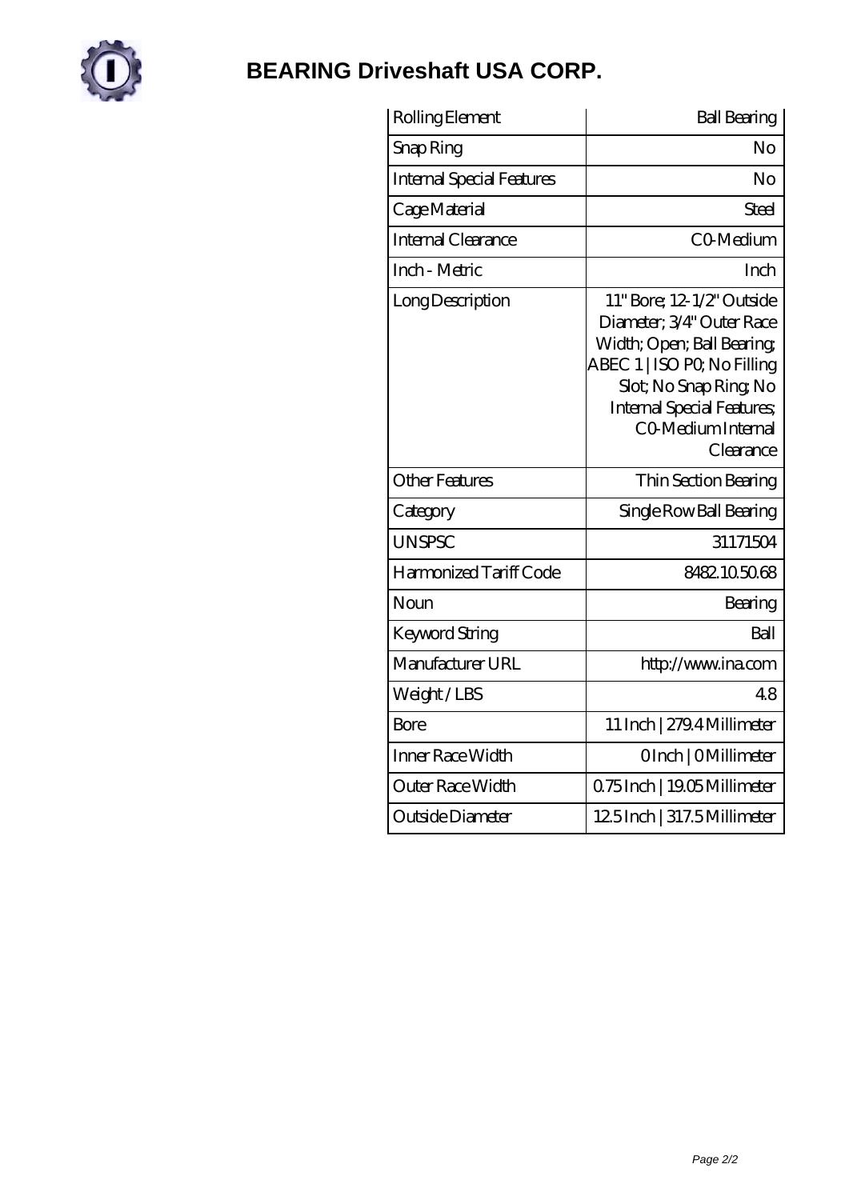# BEARING Driveshaft USA CORP.

| | |
|---|---|
| Rolling Element | Ball Bearing |
| Snap Ring | No |
| Internal Special Features | No |
| Cage Material | Steel |
| Internal Clearance | C0-Medium |
| Inch - Metric | Inch |
| Long Description | 11" Bore; 12-1/2" Outside Diameter; 3/4" Outer Race Width; Open; Ball Bearing; ABEC 1 \| ISO P0; No Filling Slot; No Snap Ring; No Internal Special Features; C0-Medium Internal Clearance |
| Other Features | Thin Section Bearing |
| Category | Single Row Ball Bearing |
| UNSPSC | 31171504 |
| Harmonized Tariff Code | 8482.10.50.68 |
| Noun | Bearing |
| Keyword String | Ball |
| Manufacturer URL | http://www.ina.com |
| Weight / LBS | 4.8 |
| Bore | 11 Inch \| 279.4 Millimeter |
| Inner Race Width | 0 Inch \| 0 Millimeter |
| Outer Race Width | 0.75 Inch \| 19.05 Millimeter |
| Outside Diameter | 12.5 Inch \| 317.5 Millimeter |